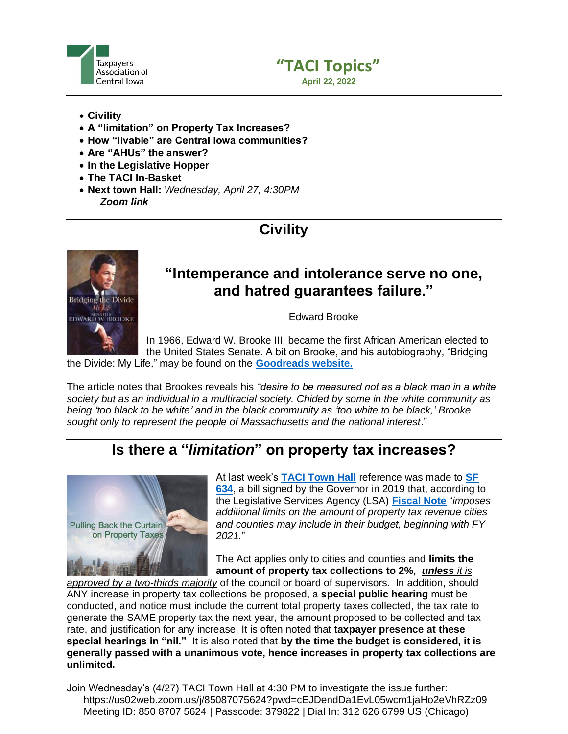Taxpayers Association of Central Iowa

# "TACI Topics"

**April 22, 2022**

- **Civility**
- **A "limitation" on Property Tax Increases?**
- **How "livable" are Central Iowa communities?**
- **Are "AHUs" the answer?**
- **In the Legislative Hopper**
- **The TACI In-Basket**
- **Next town Hall:** *Wednesday, April 27, 4:30PM*
  ***Zoom link***

## Civility

### "Intemperance and intolerance serve no one, and hatred guarantees failure."

Edward Brooke

In 1966, Edward W. Brooke III, became the first African American elected to the United States Senate. A bit on Brooke, and his autobiography, "Bridging the Divide: My Life," may be found on the **Goodreads website.**

The article notes that Brookes reveals his *"desire to be measured not as a black man in a white society but as an individual in a multiracial society. Chided by some in the white community as being 'too black to be white' and in the black community as 'too white to be black,' Brooke sought only to represent the people of Massachusetts and the national interest*."

## Is there a "*limitation*" on property tax increases?

At last week's **TACI Town Hall** reference was made to **SF 634**, a bill signed by the Governor in 2019 that, according to the Legislative Services Agency (LSA) **Fiscal Note** "*imposes additional limits on the amount of property tax revenue cities and counties may include in their budget, beginning with FY 2021.*"

The Act applies only to cities and counties and **limits the amount of property tax collections to 2%,** ***unless*** *it is approved by a two-thirds majority* of the council or board of supervisors. In addition, should ANY increase in property tax collections be proposed, a **special public hearing** must be conducted, and notice must include the current total property taxes collected, the tax rate to generate the SAME property tax the next year, the amount proposed to be collected and tax rate, and justification for any increase. It is often noted that **taxpayer presence at these special hearings in "nil."** It is also noted that **by the time the budget is considered, it is generally passed with a unanimous vote, hence increases in property tax collections are unlimited.**

Join Wednesday's (4/27) TACI Town Hall at 4:30 PM to investigate the issue further:
https://us02web.zoom.us/j/85087075624?pwd=cEJDendDa1EvL05wcm1jaHo2eVhRZz09
Meeting ID: 850 8707 5624 | Passcode: 379822 | Dial In: 312 626 6799 US (Chicago)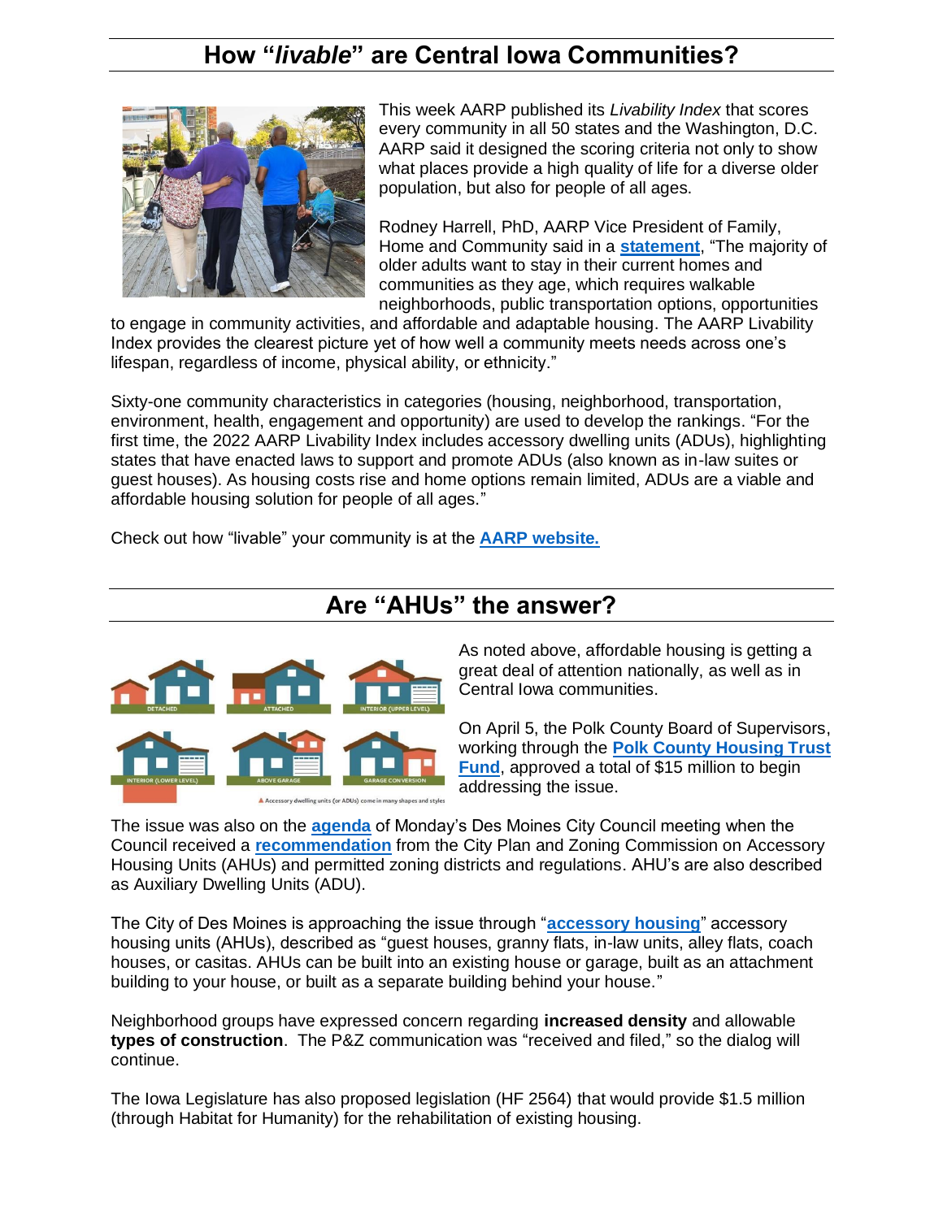## How "*livable*" are Central Iowa Communities?

This week AARP published its *Livability Index* that scores every community in all 50 states and the Washington, D.C. AARP said it designed the scoring criteria not only to show what places provide a high quality of life for a diverse older population, but also for people of all ages.

Rodney Harrell, PhD, AARP Vice President of Family, Home and Community said in a **statement**, "The majority of older adults want to stay in their current homes and communities as they age, which requires walkable neighborhoods, public transportation options, opportunities to engage in community activities, and affordable and adaptable housing. The AARP Livability Index provides the clearest picture yet of how well a community meets needs across one's lifespan, regardless of income, physical ability, or ethnicity."

Sixty-one community characteristics in categories (housing, neighborhood, transportation, environment, health, engagement and opportunity) are used to develop the rankings. "For the first time, the 2022 AARP Livability Index includes accessory dwelling units (ADUs), highlighting states that have enacted laws to support and promote ADUs (also known as in-law suites or guest houses). As housing costs rise and home options remain limited, ADUs are a viable and affordable housing solution for people of all ages."

Check out how "livable" your community is at the **AARP website.**

## Are "AHUs" the answer?

As noted above, affordable housing is getting a great deal of attention nationally, as well as in Central Iowa communities.

On April 5, the Polk County Board of Supervisors, working through the **Polk County Housing Trust Fund**, approved a total of $15 million to begin addressing the issue.

The issue was also on the **agenda** of Monday's Des Moines City Council meeting when the Council received a **recommendation** from the City Plan and Zoning Commission on Accessory Housing Units (AHUs) and permitted zoning districts and regulations. AHU's are also described as Auxiliary Dwelling Units (ADU).

The City of Des Moines is approaching the issue through "**accessory housing**" accessory housing units (AHUs), described as "guest houses, granny flats, in-law units, alley flats, coach houses, or casitas. AHUs can be built into an existing house or garage, built as an attachment building to your house, or built as a separate building behind your house."

Neighborhood groups have expressed concern regarding **increased density** and allowable **types of construction**. The P&Z communication was "received and filed," so the dialog will continue.

The Iowa Legislature has also proposed legislation (HF 2564) that would provide $1.5 million (through Habitat for Humanity) for the rehabilitation of existing housing.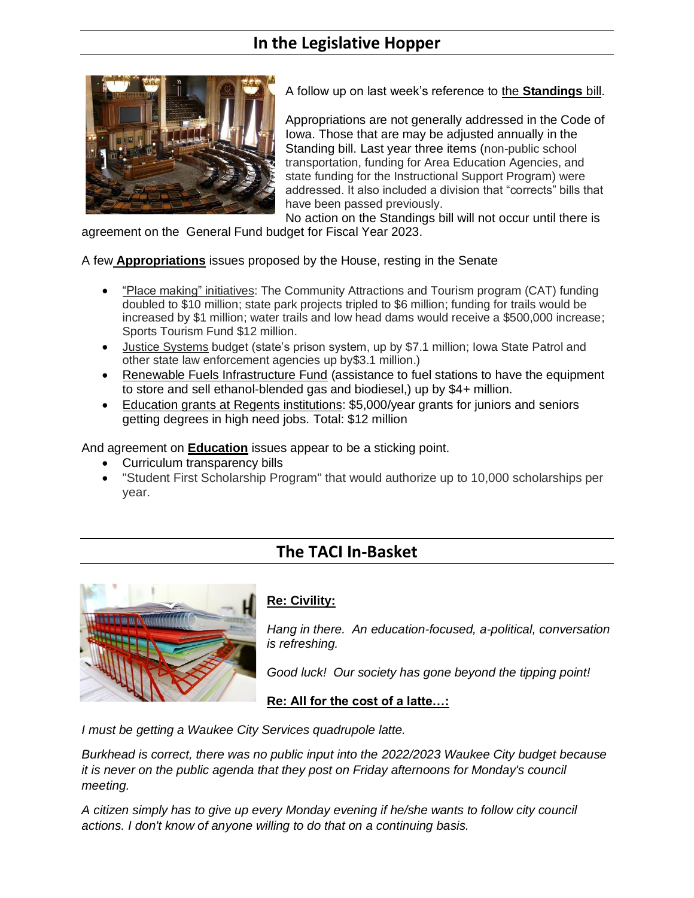## In the Legislative Hopper

A follow up on last week's reference to the **Standings** bill.

Appropriations are not generally addressed in the Code of Iowa. Those that are may be adjusted annually in the Standing bill. Last year three items (non-public school transportation, funding for Area Education Agencies, and state funding for the Instructional Support Program) were addressed. It also included a division that "corrects" bills that have been passed previously.

No action on the Standings bill will not occur until there is agreement on the General Fund budget for Fiscal Year 2023.

A few **Appropriations** issues proposed by the House, resting in the Senate

- "Place making" initiatives: The Community Attractions and Tourism program (CAT) funding doubled to $10 million; state park projects tripled to $6 million; funding for trails would be increased by $1 million; water trails and low head dams would receive a $500,000 increase; Sports Tourism Fund $12 million.
- Justice Systems budget (state's prison system, up by $7.1 million; Iowa State Patrol and other state law enforcement agencies up by$3.1 million.)
- Renewable Fuels Infrastructure Fund (assistance to fuel stations to have the equipment to store and sell ethanol-blended gas and biodiesel,) up by $4+ million.
- Education grants at Regents institutions: $5,000/year grants for juniors and seniors getting degrees in high need jobs. Total: $12 million

And agreement on **Education** issues appear to be a sticking point.

- Curriculum transparency bills
- "Student First Scholarship Program" that would authorize up to 10,000 scholarships per year.

## The TACI In-Basket

**Re: Civility:**

*Hang in there. An education-focused, a-political, conversation is refreshing.*

*Good luck! Our society has gone beyond the tipping point!*

**Re: All for the cost of a latte…:**

*I must be getting a Waukee City Services quadrupole latte.*

*Burkhead is correct, there was no public input into the 2022/2023 Waukee City budget because it is never on the public agenda that they post on Friday afternoons for Monday's council meeting.*

*A citizen simply has to give up every Monday evening if he/she wants to follow city council actions. I don't know of anyone willing to do that on a continuing basis.*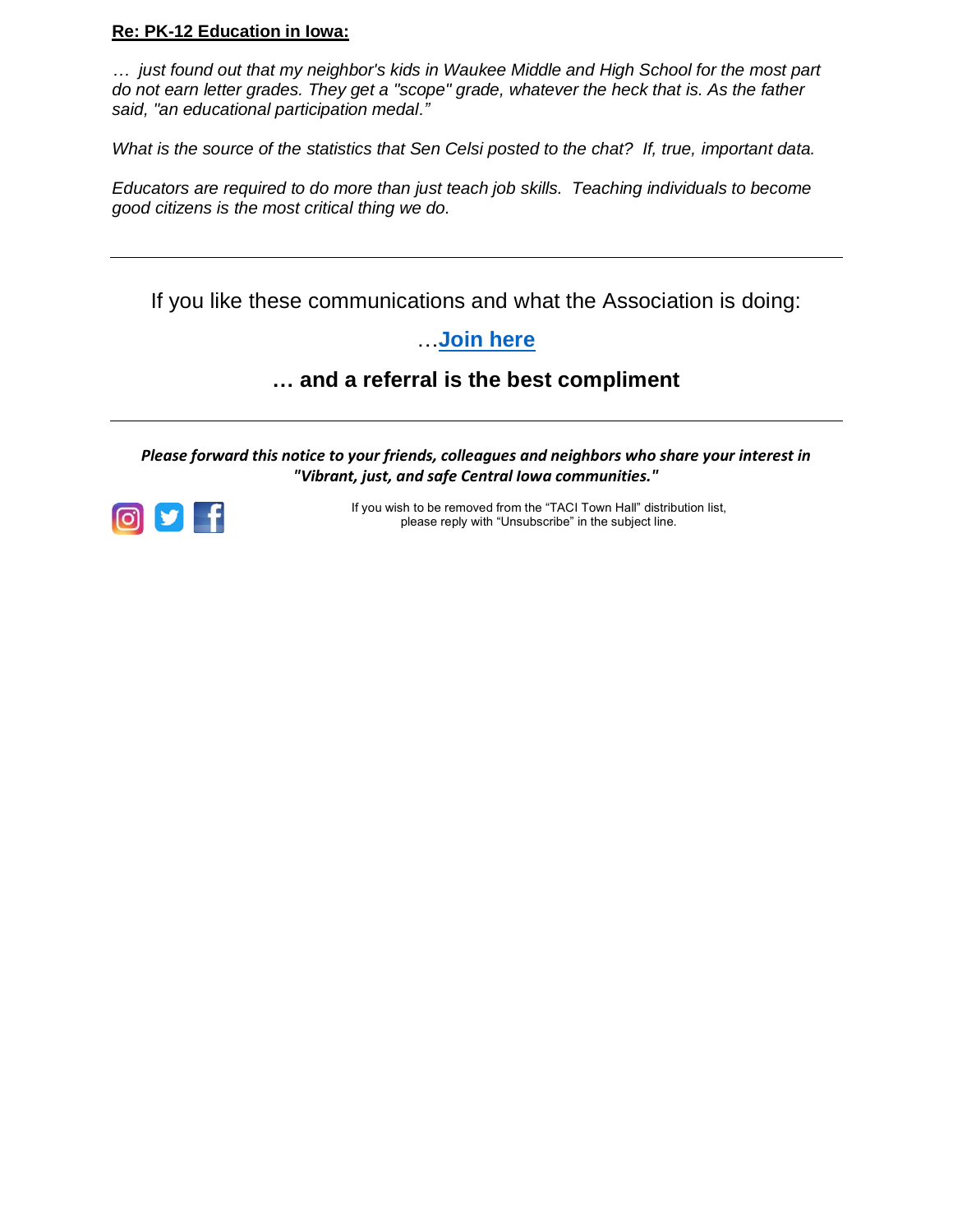**Re: PK-12 Education in Iowa:**

*… just found out that my neighbor's kids in Waukee Middle and High School for the most part do not earn letter grades. They get a "scope" grade, whatever the heck that is. As the father said, "an educational participation medal."*

*What is the source of the statistics that Sen Celsi posted to the chat? If, true, important data.*

*Educators are required to do more than just teach job skills. Teaching individuals to become good citizens is the most critical thing we do.*

---

If you like these communications and what the Association is doing:

…**Join here**

**… and a referral is the best compliment**

---

***Please forward this notice to your friends, colleagues and neighbors who share your interest in "Vibrant, just, and safe Central Iowa communities."***

If you wish to be removed from the "TACI Town Hall" distribution list, please reply with "Unsubscribe" in the subject line.